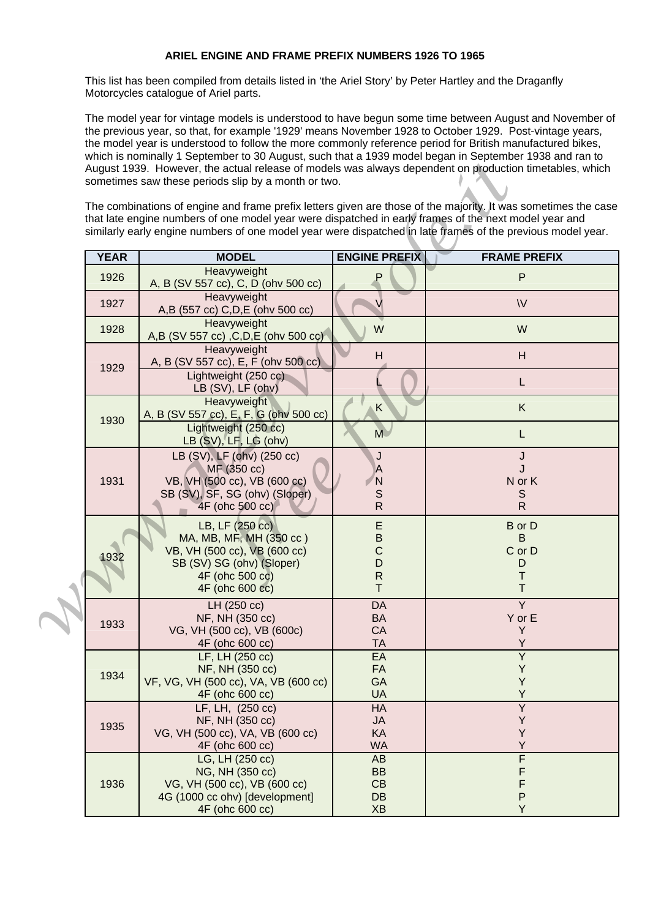**ARIEL ENGINE AND FRAME PREFIX NUMBERS 1926 TO 1965**

This list has been compiled from details listed in 'the Ariel Story' by Peter Hartley and the Draganfly Motorcycles catalogue of Ariel parts.

The model year for vintage models is understood to have begun some time between August and November of the previous year, so that, for example '1929' means November 1928 to October 1929. Post-vintage years, the model year is understood to follow the more commonly reference period for British manufactured bikes, which is nominally 1 September to 30 August, such that a 1939 model began in September 1938 and ran to August 1939. However, the actual release of models was always dependent on production timetables, which sometimes saw these periods slip by a month or two.

The combinations of engine and frame prefix letters given are those of the majority. It was sometimes the case that late engine numbers of one model year were dispatched in early frames of the next model year and similarly early engine numbers of one model year were dispatched in late frames of the previous model year.

| YEAR | MODEL | ENGINE PREFIX | FRAME PREFIX |
|---|---|---|---|
| 1926 | Heavyweight<br>A, B (SV 557 cc), C, D (ohv 500 cc) | P | P |
| 1927 | Heavyweight<br>A,B (557 cc) C,D,E (ohv 500 cc) | V | \V |
| 1928 | Heavyweight<br>A,B (SV 557 cc) ,C,D,E (ohv 500 cc) | W | W |
| 1929 | Heavyweight<br>A, B (SV 557 cc), E, F (ohv 500 cc) | H | H |
| | Lightweight (250 cc)<br>LB (SV), LF (ohv) | L | L |
| 1930 | Heavyweight<br>A, B (SV 557 cc), E, F, G (ohv 500 cc) | K | K |
| | Lightweight (250 cc)<br>LB (SV), LF, LG (ohv) | M | L |
| 1931 | LB (SV), LF (ohv) (250 cc)<br>MF (350 cc)<br>VB, VH (500 cc), VB (600 cc)<br>SB (SV), SF, SG (ohv) (Sloper)<br>4F (ohc 500 cc) | J<br>A<br>N<br>S<br>R | J<br>J<br>N or K<br>S<br>R |
| 1932 | LB, LF (250 cc)<br>MA, MB, MF, MH (350 cc )<br>VB, VH (500 cc), VB (600 cc)<br>SB (SV) SG (ohv) (Sloper)<br>4F (ohc 500 cc)<br>4F (ohc 600 cc) | E<br>B<br>C<br>D<br>R<br>T | B or D<br>B<br>C or D<br>D<br>T<br>T |
| 1933 | LH (250 cc)<br>NF, NH (350 cc)<br>VG, VH (500 cc), VB (600c)<br>4F (ohc 600 cc) | DA<br>BA<br>CA<br>TA | Y<br>Y or E<br>Y<br>Y |
| 1934 | LF, LH (250 cc)<br>NF, NH (350 cc)<br>VF, VG, VH (500 cc), VA, VB (600 cc)<br>4F (ohc 600 cc) | EA<br>FA<br>GA<br>UA | Y<br>Y<br>Y<br>Y |
| 1935 | LF, LH, (250 cc)<br>NF, NH (350 cc)<br>VG, VH (500 cc), VA, VB (600 cc)<br>4F (ohc 600 cc) | HA<br>JA<br>KA<br>WA | Y<br>Y<br>Y<br>Y |
| 1936 | LG, LH (250 cc)<br>NG, NH (350 cc)<br>VG, VH (500 cc), VB (600 cc)<br>4G (1000 cc ohv) [development]<br>4F (ohc 600 cc) | AB<br>BB<br>CB<br>DB<br>XB | F<br>F<br>F<br>P<br>Y |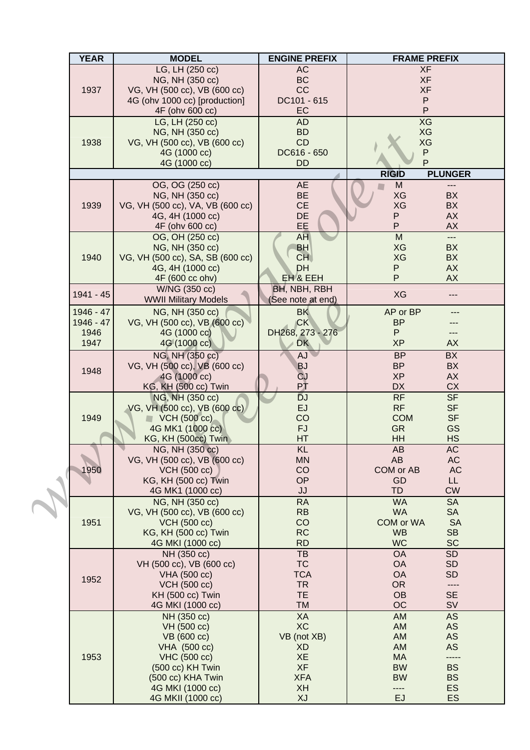| YEAR | MODEL | ENGINE PREFIX | FRAME PREFIX | |
|---|---|---|---|---|
| 1937 | LG, LH (250 cc) | AC | XF | |
| | NG, NH (350 cc) | BC | XF | |
| | VG, VH (500 cc), VB (600 cc) | CC | XF | |
| | 4G (ohv 1000 cc) [production] | DC101 - 615 | P | |
| | 4F (ohv 600 cc) | EC | P | |
| 1938 | LG, LH (250 cc) | AD | XG | |
| | NG, NH (350 cc) | BD | XG | |
| | VG, VH (500 cc), VB (600 cc) | CD | XG | |
| | 4G (1000 cc) | DC616 - 650 | P | |
| | 4G (1000 cc) | DD | P | |
| | | | **RIGID** | **PLUNGER** |
| 1939 | OG, OG (250 cc) | AE | M | --- |
| | NG, NH (350 cc) | BE | XG | BX |
| | VG, VH (500 cc), VA, VB (600 cc) | CE | XG | BX |
| | 4G, 4H (1000 cc) | DE | P | AX |
| | 4F (ohv 600 cc) | EE | P | AX |
| 1940 | OG, OH (250 cc) | AH | M | --- |
| | NG, NH (350 cc) | BH | XG | BX |
| | VG, VH (500 cc), SA, SB (600 cc) | CH | XG | BX |
| | 4G, 4H (1000 cc) | DH | P | AX |
| | 4F (600 cc ohv) | EH & EEH | P | AX |
| 1941 - 45 | W/NG (350 cc) WWII Military Models | BH, NBH, RBH (See note at end) | XG | --- |
| 1946 - 47 | NG, NH (350 cc) | BK | AP or BP | --- |
| 1946 - 47 | VG, VH (500 cc), VB (600 cc) | CK | BP | --- |
| 1946 | 4G (1000 cc) | DH268, 273 - 276 | P | --- |
| 1947 | 4G (1000 cc) | DK | XP | AX |
| 1948 | NG, NH (350 cc) | AJ | BP | BX |
| | VG, VH (500 cc), VB (600 cc) | BJ | BP | BX |
| | 4G (1000 cc) | CJ | XP | AX |
| | KG, KH (500 cc) Twin | PT | DX | CX |
| 1949 | NG, NH (350 cc) | DJ | RF | SF |
| | VG, VH (500 cc), VB (600 cc) | EJ | RF | SF |
| | VCH (500 cc) | CO | COM | SF |
| | 4G MK1 (1000 cc) | FJ | GR | GS |
| | KG, KH (500cc) Twin | HT | HH | HS |
| 1950 | NG, NH (350 cc) | KL | AB | AC |
| | VG, VH (500 cc), VB (600 cc) | MN | AB | AC |
| | VCH (500 cc) | CO | COM or AB | AC |
| | KG, KH (500 cc) Twin | OP | GD | LL |
| | 4G MK1 (1000 cc) | JJ | TD | CW |
| 1951 | NG, NH (350 cc) | RA | WA | SA |
| | VG, VH (500 cc), VB (600 cc) | RB | WA | SA |
| | VCH (500 cc) | CO | COM or WA | SA |
| | KG, KH (500 cc) Twin | RC | WB | SB |
| | 4G MKI (1000 cc) | RD | WC | SC |
| 1952 | NH (350 cc) | TB | OA | SD |
| | VH (500 cc), VB (600 cc) | TC | OA | SD |
| | VHA (500 cc) | TCA | OA | SD |
| | VCH (500 cc) | TR | OR | ---- |
| | KH (500 cc) Twin | TE | OB | SE |
| | 4G MKI (1000 cc) | TM | OC | SV |
| 1953 | NH (350 cc) | XA | AM | AS |
| | VH (500 cc) | XC | AM | AS |
| | VB (600 cc) | VB (not XB) | AM | AS |
| | VHA (500 cc) | XD | AM | AS |
| | VHC (500 cc) | XE | MA | ----- |
| | (500 cc) KH Twin | XF | BW | BS |
| | (500 cc) KHA Twin | XFA | BW | BS |
| | 4G MKI (1000 cc) | XH | ---- | ES |
| | 4G MKII (1000 cc) | XJ | EJ | ES |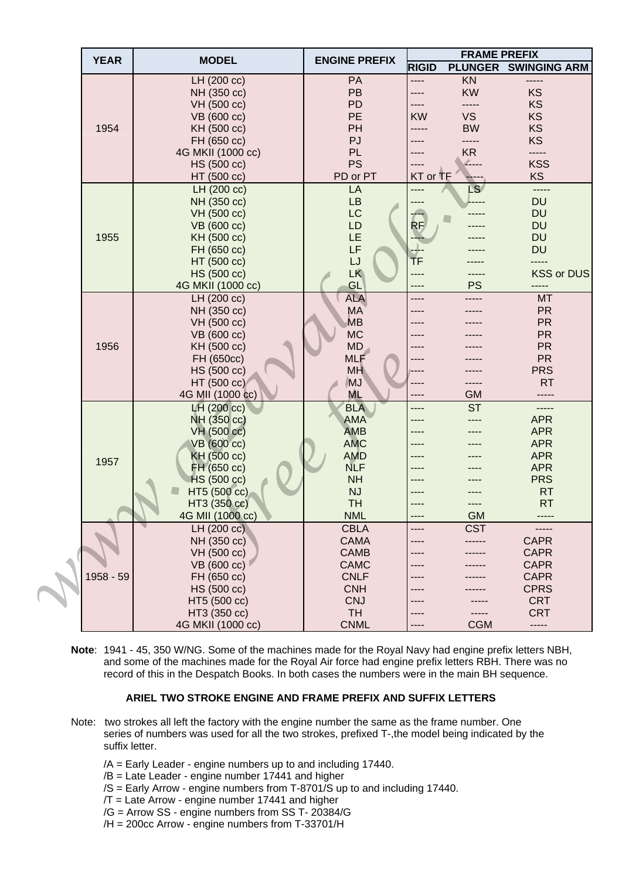| YEAR | MODEL | ENGINE PREFIX | FRAME PREFIX | | |
|---|---|---|---|---|---|
| | | | RIGID | PLUNGER | SWINGING ARM |
| 1954 | LH (200 cc) | PA | ---- | KN | ----- |
| | NH (350 cc) | PB | ---- | KW | KS |
| | VH (500 cc) | PD | ---- | ----- | KS |
| | VB (600 cc) | PE | KW | VS | KS |
| | KH (500 cc) | PH | ----- | BW | KS |
| | FH (650 cc) | PJ | ---- | ----- | KS |
| | 4G MKII (1000 cc) | PL | ---- | KR | ----- |
| | HS (500 cc) | PS | ---- | ----- | KSS |
| | HT (500 cc) | PD or PT | KT or TF | ----- | KS |
| 1955 | LH (200 cc) | LA | ---- | LS | ----- |
| | NH (350 cc) | LB | ---- | ----- | DU |
| | VH (500 cc) | LC | ---- | ----- | DU |
| | VB (600 cc) | LD | RF | ----- | DU |
| | KH (500 cc) | LE | ---- | ----- | DU |
| | FH (650 cc) | LF | ---- | ----- | DU |
| | HT (500 cc) | LJ | TF | ----- | ----- |
| | HS (500 cc) | LK | ---- | ----- | KSS or DUS |
| | 4G MKII (1000 cc) | GL | ---- | PS | ----- |
| 1956 | LH (200 cc) | ALA | ---- | ----- | MT |
| | NH (350 cc) | MA | ---- | ----- | PR |
| | VH (500 cc) | MB | ---- | ----- | PR |
| | VB (600 cc) | MC | ---- | ----- | PR |
| | KH (500 cc) | MD | ---- | ----- | PR |
| | FH (650cc) | MLF | ---- | ----- | PR |
| | HS (500 cc) | MH | ---- | ----- | PRS |
| | HT (500 cc) | MJ | ---- | ----- | RT |
| | 4G MII (1000 cc) | ML | ---- | GM | ----- |
| 1957 | LH (200 cc) | BLA | ---- | ST | ----- |
| | NH (350 cc) | AMA | ---- | ---- | APR |
| | VH (500 cc) | AMB | ---- | ---- | APR |
| | VB (600 cc) | AMC | ---- | ---- | APR |
| | KH (500 cc) | AMD | ---- | ---- | APR |
| | FH (650 cc) | NLF | ---- | ---- | APR |
| | HS (500 cc) | NH | ---- | ---- | PRS |
| | HT5 (500 cc) | NJ | ---- | ---- | RT |
| | HT3 (350 cc) | TH | ---- | ---- | RT |
| | 4G MII (1000 cc) | NML | ---- | GM | ----- |
| 1958 - 59 | LH (200 cc) | CBLA | ---- | CST | ----- |
| | NH (350 cc) | CAMA | ---- | ------ | CAPR |
| | VH (500 cc) | CAMB | ---- | ------ | CAPR |
| | VB (600 cc) | CAMC | ---- | ------ | CAPR |
| | FH (650 cc) | CNLF | ---- | ------ | CAPR |
| | HS (500 cc) | CNH | ---- | ------ | CPRS |
| | HT5 (500 cc) | CNJ | ---- | ----- | CRT |
| | HT3 (350 cc) | TH | ---- | ----- | CRT |
| | 4G MKII (1000 cc) | CNML | ---- | CGM | ----- |

**Note**: 1941 - 45, 350 W/NG. Some of the machines made for the Royal Navy had engine prefix letters NBH, and some of the machines made for the Royal Air force had engine prefix letters RBH. There was no record of this in the Despatch Books. In both cases the numbers were in the main BH sequence.

**ARIEL TWO STROKE ENGINE AND FRAME PREFIX AND SUFFIX LETTERS**

Note: two strokes all left the factory with the engine number the same as the frame number. One series of numbers was used for all the two strokes, prefixed T-,the model being indicated by the suffix letter.

/A = Early Leader - engine numbers up to and including 17440.
/B = Late Leader - engine number 17441 and higher
/S = Early Arrow - engine numbers from T-8701/S up to and including 17440.
/T = Late Arrow - engine number 17441 and higher
/G = Arrow SS - engine numbers from SS T- 20384/G
/H = 200cc Arrow - engine numbers from T-33701/H